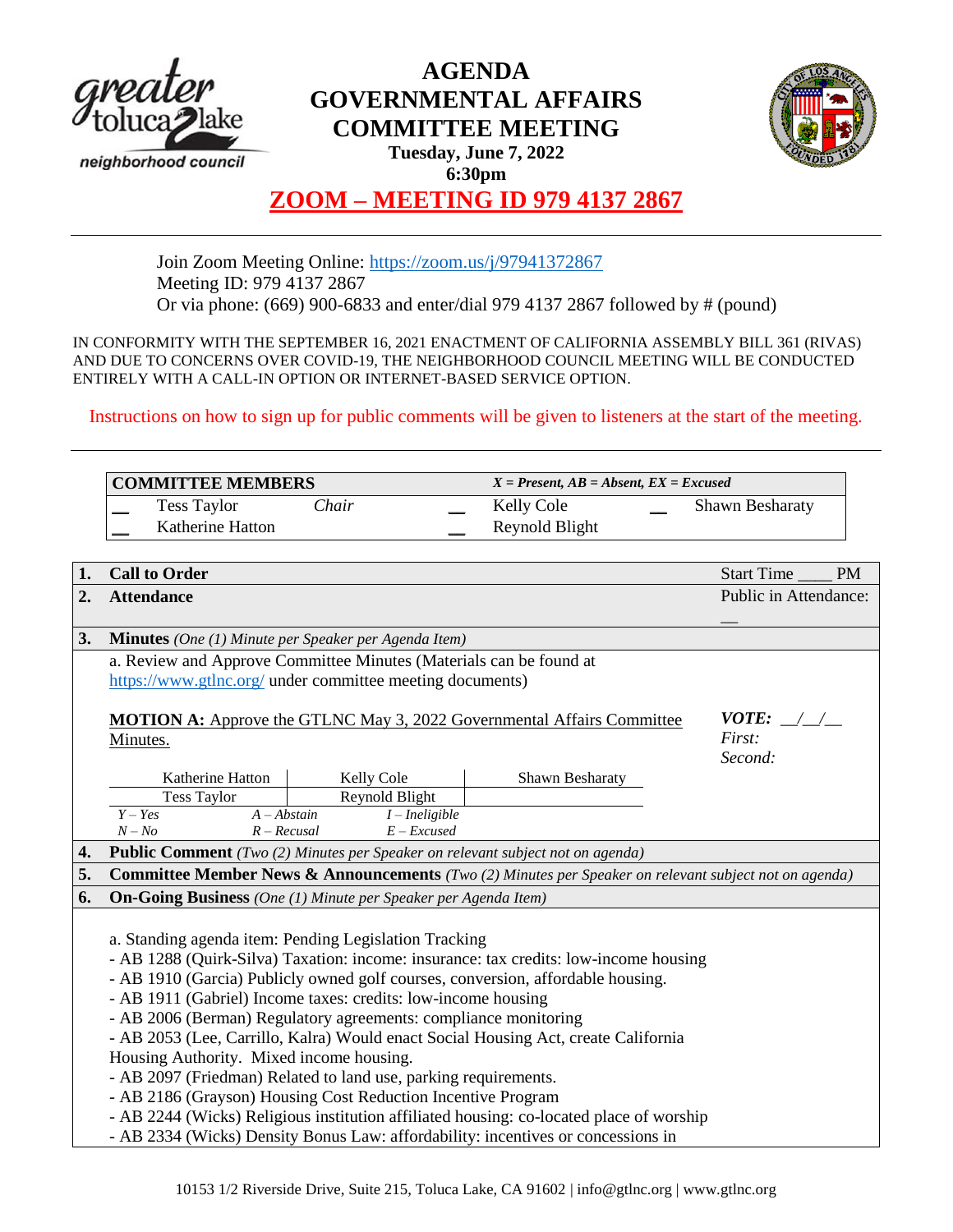# AGENDA
# GOVERNMENTAL AFFAIRS COMMITTEE MEETING

**Tuesday, June 7, 2022**
**6:30pm**

## ZOOM – MEETING ID 979 4137 2867

Join Zoom Meeting Online: https://zoom.us/j/97941372867
Meeting ID: 979 4137 2867
Or via phone: (669) 900-6833 and enter/dial 979 4137 2867 followed by # (pound)

IN CONFORMITY WITH THE SEPTEMBER 16, 2021 ENACTMENT OF CALIFORNIA ASSEMBLY BILL 361 (RIVAS) AND DUE TO CONCERNS OVER COVID-19, THE NEIGHBORHOOD COUNCIL MEETING WILL BE CONDUCTED ENTIRELY WITH A CALL-IN OPTION OR INTERNET-BASED SERVICE OPTION.

Instructions on how to sign up for public comments will be given to listeners at the start of the meeting.

| **COMMITTEE MEMBERS** | | | *X = Present, AB = Absent, EX = Excused* | | |
|---|---|---|---|---|---|
| __ | Tess Taylor *Chair* | __ | Kelly Cole | __ | Shawn Besharaty |
| __ | Katherine Hatton | __ | Reynold Blight | | |

| | | |
|---|---|---|
| **1.** | **Call to Order** | Start Time ____ PM |
| **2.** | **Attendance** | Public in Attendance: __ |
| **3.** | **Minutes** *(One (1) Minute per Speaker per Agenda Item)* | |

a. Review and Approve Committee Minutes (Materials can be found at https://www.gtlnc.org/ under committee meeting documents)

**MOTION A:** Approve the GTLNC May 3, 2022 Governmental Affairs Committee Minutes.

*VOTE:* __/__/__
*First:*
*Second:*

| Katherine Hatton | Kelly Cole | Shawn Besharaty |
|---|---|---|
| Tess Taylor | Reynold Blight | |

*Y – Yes* *A – Abstain* *I – Ineligible*
*N – No* *R – Recusal* *E – Excused*

**4. Public Comment** *(Two (2) Minutes per Speaker on relevant subject not on agenda)*

**5. Committee Member News & Announcements** *(Two (2) Minutes per Speaker on relevant subject not on agenda)*

**6. On-Going Business** *(One (1) Minute per Speaker per Agenda Item)*

a. Standing agenda item: Pending Legislation Tracking
- AB 1288 (Quirk-Silva) Taxation: income: insurance: tax credits: low-income housing
- AB 1910 (Garcia) Publicly owned golf courses, conversion, affordable housing.
- AB 1911 (Gabriel) Income taxes: credits: low-income housing
- AB 2006 (Berman) Regulatory agreements: compliance monitoring
- AB 2053 (Lee, Carrillo, Kalra) Would enact Social Housing Act, create California Housing Authority. Mixed income housing.
- AB 2097 (Friedman) Related to land use, parking requirements.
- AB 2186 (Grayson) Housing Cost Reduction Incentive Program
- AB 2244 (Wicks) Religious institution affiliated housing: co-located place of worship
- AB 2334 (Wicks) Density Bonus Law: affordability: incentives or concessions in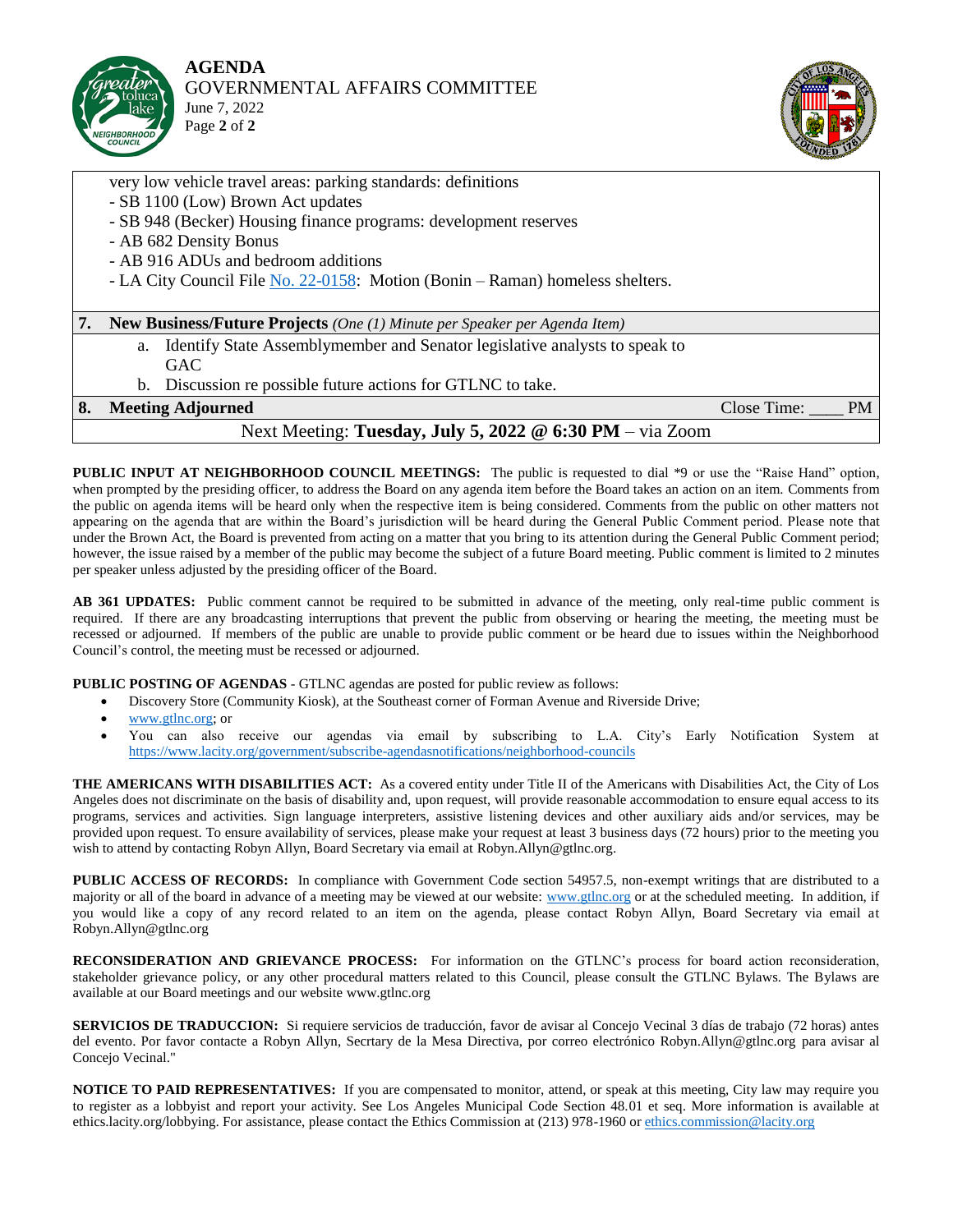very low vehicle travel areas: parking standards: definitions
- SB 1100 (Low) Brown Act updates
- SB 948 (Becker) Housing finance programs: development reserves
- AB 682 Density Bonus
- AB 916 ADUs and bedroom additions
- LA City Council File No. 22-0158: Motion (Bonin – Raman) homeless shelters.

**7. New Business/Future Projects** *(One (1) Minute per Speaker per Agenda Item)*

a. Identify State Assemblymember and Senator legislative analysts to speak to GAC
b. Discussion re possible future actions for GTLNC to take.

**8. Meeting Adjourned** Close Time: ____ PM

Next Meeting: **Tuesday, July 5, 2022 @ 6:30 PM** – via Zoom

**PUBLIC INPUT AT NEIGHBORHOOD COUNCIL MEETINGS:** The public is requested to dial *9 or use the "Raise Hand" option, when prompted by the presiding officer, to address the Board on any agenda item before the Board takes an action on an item. Comments from the public on agenda items will be heard only when the respective item is being considered. Comments from the public on other matters not appearing on the agenda that are within the Board's jurisdiction will be heard during the General Public Comment period. Please note that under the Brown Act, the Board is prevented from acting on a matter that you bring to its attention during the General Public Comment period; however, the issue raised by a member of the public may become the subject of a future Board meeting. Public comment is limited to 2 minutes per speaker unless adjusted by the presiding officer of the Board.

**AB 361 UPDATES:** Public comment cannot be required to be submitted in advance of the meeting, only real-time public comment is required. If there are any broadcasting interruptions that prevent the public from observing or hearing the meeting, the meeting must be recessed or adjourned. If members of the public are unable to provide public comment or be heard due to issues within the Neighborhood Council's control, the meeting must be recessed or adjourned.

**PUBLIC POSTING OF AGENDAS** - GTLNC agendas are posted for public review as follows:

- Discovery Store (Community Kiosk), at the Southeast corner of Forman Avenue and Riverside Drive;
- www.gtlnc.org; or
- You can also receive our agendas via email by subscribing to L.A. City's Early Notification System at https://www.lacity.org/government/subscribe-agendasnotifications/neighborhood-councils

**THE AMERICANS WITH DISABILITIES ACT:** As a covered entity under Title II of the Americans with Disabilities Act, the City of Los Angeles does not discriminate on the basis of disability and, upon request, will provide reasonable accommodation to ensure equal access to its programs, services and activities. Sign language interpreters, assistive listening devices and other auxiliary aids and/or services, may be provided upon request. To ensure availability of services, please make your request at least 3 business days (72 hours) prior to the meeting you wish to attend by contacting Robyn Allyn, Board Secretary via email at Robyn.Allyn@gtlnc.org.

**PUBLIC ACCESS OF RECORDS:** In compliance with Government Code section 54957.5, non-exempt writings that are distributed to a majority or all of the board in advance of a meeting may be viewed at our website: www.gtlnc.org or at the scheduled meeting. In addition, if you would like a copy of any record related to an item on the agenda, please contact Robyn Allyn, Board Secretary via email at Robyn.Allyn@gtlnc.org

**RECONSIDERATION AND GRIEVANCE PROCESS:** For information on the GTLNC's process for board action reconsideration, stakeholder grievance policy, or any other procedural matters related to this Council, please consult the GTLNC Bylaws. The Bylaws are available at our Board meetings and our website www.gtlnc.org

**SERVICIOS DE TRADUCCION:** Si requiere servicios de traducción, favor de avisar al Concejo Vecinal 3 días de trabajo (72 horas) antes del evento. Por favor contacte a Robyn Allyn, Secrtary de la Mesa Directiva, por correo electrónico Robyn.Allyn@gtlnc.org para avisar al Concejo Vecinal."

**NOTICE TO PAID REPRESENTATIVES:** If you are compensated to monitor, attend, or speak at this meeting, City law may require you to register as a lobbyist and report your activity. See Los Angeles Municipal Code Section 48.01 et seq. More information is available at ethics.lacity.org/lobbying. For assistance, please contact the Ethics Commission at (213) 978-1960 or ethics.commission@lacity.org